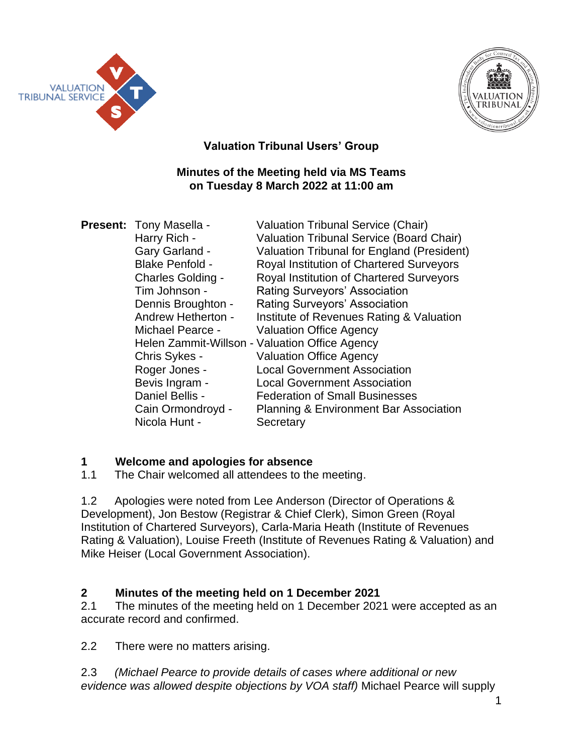**Valuation Tribunal Users' Group**

**Minutes of the Meeting held via MS Teams on Tuesday 8 March 2022 at 11:00 am**

| | | |
|---|---|---|
| **Present:** | Tony Masella - | Valuation Tribunal Service (Chair) |
| | Harry Rich - | Valuation Tribunal Service (Board Chair) |
| | Gary Garland - | Valuation Tribunal for England (President) |
| | Blake Penfold - | Royal Institution of Chartered Surveyors |
| | Charles Golding - | Royal Institution of Chartered Surveyors |
| | Tim Johnson - | Rating Surveyors' Association |
| | Dennis Broughton - | Rating Surveyors' Association |
| | Andrew Hetherton - | Institute of Revenues Rating & Valuation |
| | Michael Pearce - | Valuation Office Agency |
| | Helen Zammit-Willson - | Valuation Office Agency |
| | Chris Sykes - | Valuation Office Agency |
| | Roger Jones - | Local Government Association |
| | Bevis Ingram - | Local Government Association |
| | Daniel Bellis - | Federation of Small Businesses |
| | Cain Ormondroyd - | Planning & Environment Bar Association |
| | Nicola Hunt - | Secretary |

## 1 Welcome and apologies for absence

1.1 The Chair welcomed all attendees to the meeting.

1.2 Apologies were noted from Lee Anderson (Director of Operations & Development), Jon Bestow (Registrar & Chief Clerk), Simon Green (Royal Institution of Chartered Surveyors), Carla-Maria Heath (Institute of Revenues Rating & Valuation), Louise Freeth (Institute of Revenues Rating & Valuation) and Mike Heiser (Local Government Association).

## 2 Minutes of the meeting held on 1 December 2021

2.1 The minutes of the meeting held on 1 December 2021 were accepted as an accurate record and confirmed.

2.2 There were no matters arising.

2.3 *(Michael Pearce to provide details of cases where additional or new evidence was allowed despite objections by VOA staff)* Michael Pearce will supply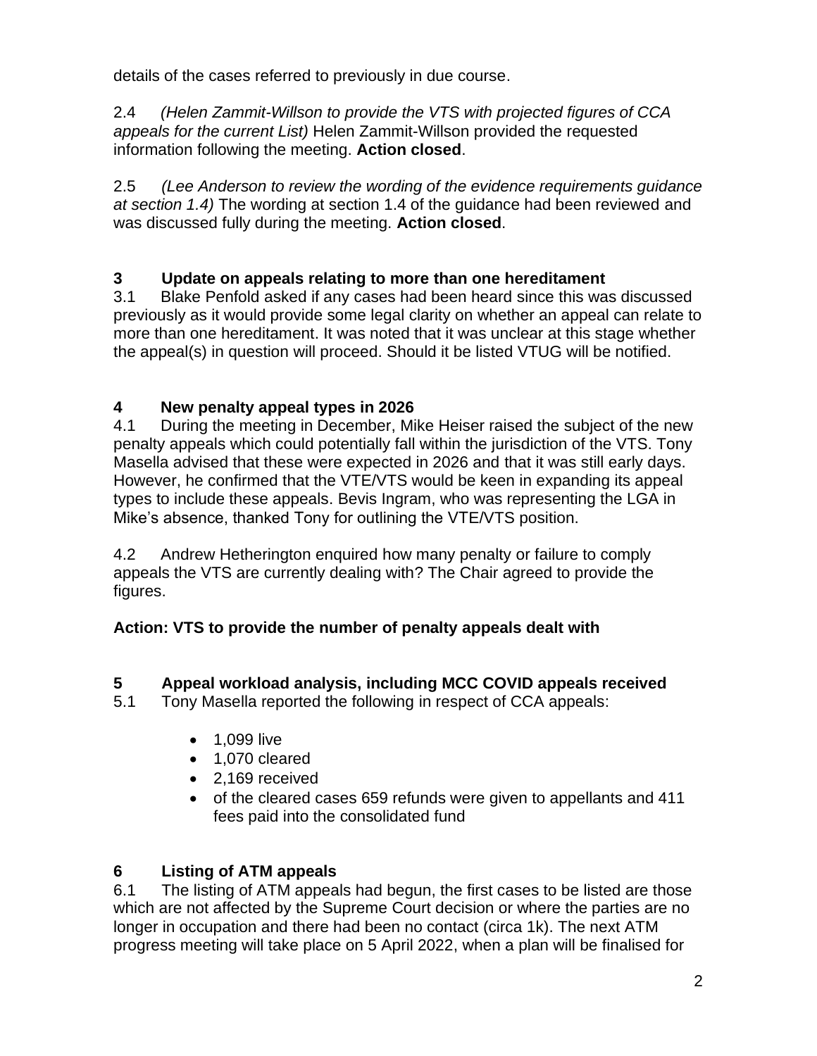details of the cases referred to previously in due course.

2.4 *(Helen Zammit-Willson to provide the VTS with projected figures of CCA appeals for the current List)* Helen Zammit-Willson provided the requested information following the meeting. **Action closed**.

2.5 *(Lee Anderson to review the wording of the evidence requirements guidance at section 1.4)* The wording at section 1.4 of the guidance had been reviewed and was discussed fully during the meeting. **Action closed**.

## 3 Update on appeals relating to more than one hereditament

3.1 Blake Penfold asked if any cases had been heard since this was discussed previously as it would provide some legal clarity on whether an appeal can relate to more than one hereditament. It was noted that it was unclear at this stage whether the appeal(s) in question will proceed. Should it be listed VTUG will be notified.

## 4 New penalty appeal types in 2026

4.1 During the meeting in December, Mike Heiser raised the subject of the new penalty appeals which could potentially fall within the jurisdiction of the VTS. Tony Masella advised that these were expected in 2026 and that it was still early days. However, he confirmed that the VTE/VTS would be keen in expanding its appeal types to include these appeals. Bevis Ingram, who was representing the LGA in Mike's absence, thanked Tony for outlining the VTE/VTS position.

4.2 Andrew Hetherington enquired how many penalty or failure to comply appeals the VTS are currently dealing with? The Chair agreed to provide the figures.

**Action: VTS to provide the number of penalty appeals dealt with**

## 5 Appeal workload analysis, including MCC COVID appeals received

5.1 Tony Masella reported the following in respect of CCA appeals:

- 1,099 live
- 1,070 cleared
- 2,169 received
- of the cleared cases 659 refunds were given to appellants and 411 fees paid into the consolidated fund

## 6 Listing of ATM appeals

6.1 The listing of ATM appeals had begun, the first cases to be listed are those which are not affected by the Supreme Court decision or where the parties are no longer in occupation and there had been no contact (circa 1k). The next ATM progress meeting will take place on 5 April 2022, when a plan will be finalised for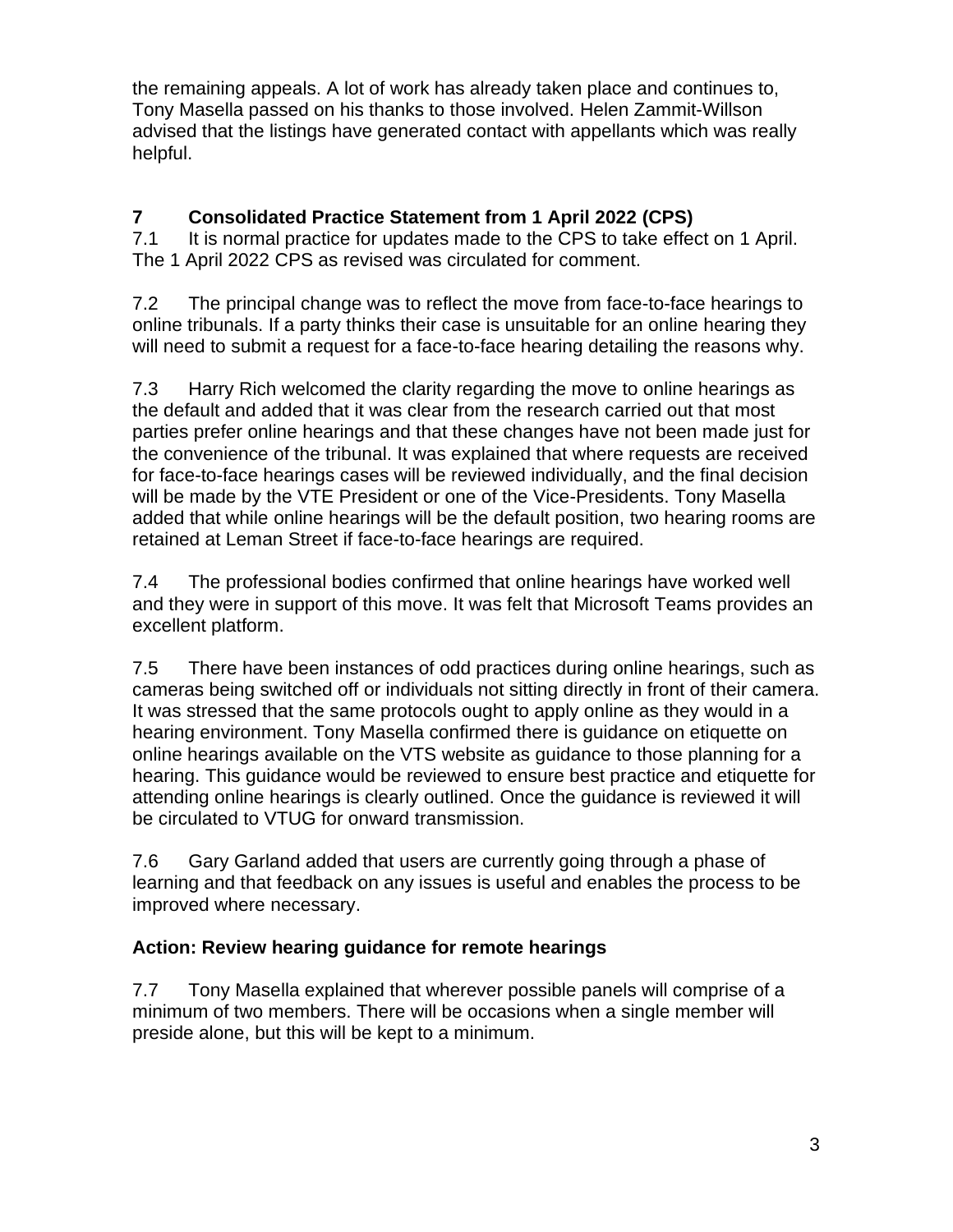the remaining appeals. A lot of work has already taken place and continues to, Tony Masella passed on his thanks to those involved. Helen Zammit-Willson advised that the listings have generated contact with appellants which was really helpful.

## 7 Consolidated Practice Statement from 1 April 2022 (CPS)

7.1 It is normal practice for updates made to the CPS to take effect on 1 April. The 1 April 2022 CPS as revised was circulated for comment.

7.2 The principal change was to reflect the move from face-to-face hearings to online tribunals. If a party thinks their case is unsuitable for an online hearing they will need to submit a request for a face-to-face hearing detailing the reasons why.

7.3 Harry Rich welcomed the clarity regarding the move to online hearings as the default and added that it was clear from the research carried out that most parties prefer online hearings and that these changes have not been made just for the convenience of the tribunal. It was explained that where requests are received for face-to-face hearings cases will be reviewed individually, and the final decision will be made by the VTE President or one of the Vice-Presidents. Tony Masella added that while online hearings will be the default position, two hearing rooms are retained at Leman Street if face-to-face hearings are required.

7.4 The professional bodies confirmed that online hearings have worked well and they were in support of this move. It was felt that Microsoft Teams provides an excellent platform.

7.5 There have been instances of odd practices during online hearings, such as cameras being switched off or individuals not sitting directly in front of their camera. It was stressed that the same protocols ought to apply online as they would in a hearing environment. Tony Masella confirmed there is guidance on etiquette on online hearings available on the VTS website as guidance to those planning for a hearing. This guidance would be reviewed to ensure best practice and etiquette for attending online hearings is clearly outlined. Once the guidance is reviewed it will be circulated to VTUG for onward transmission.

7.6 Gary Garland added that users are currently going through a phase of learning and that feedback on any issues is useful and enables the process to be improved where necessary.

**Action: Review hearing guidance for remote hearings**

7.7 Tony Masella explained that wherever possible panels will comprise of a minimum of two members. There will be occasions when a single member will preside alone, but this will be kept to a minimum.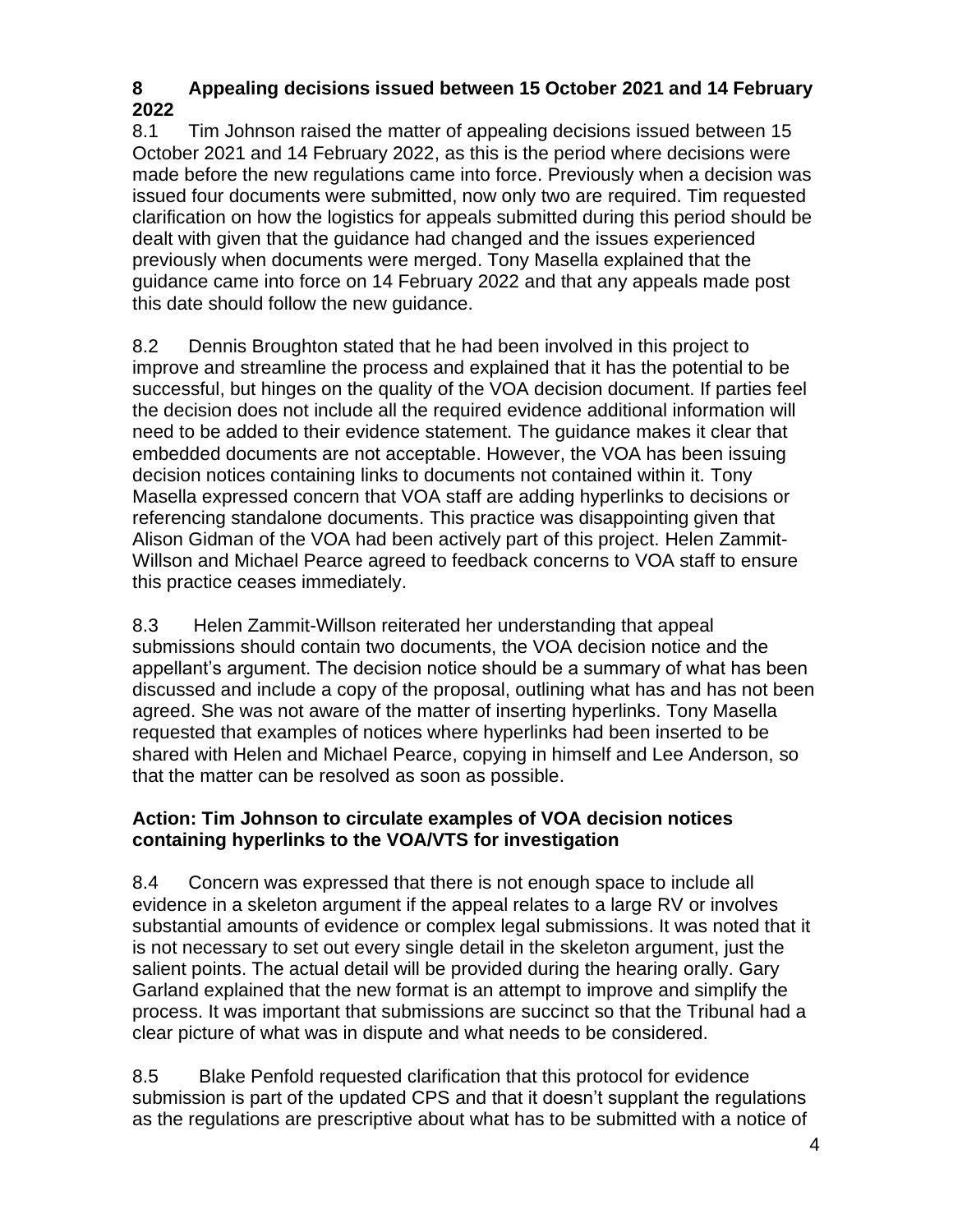## 8 Appealing decisions issued between 15 October 2021 and 14 February 2022

8.1 Tim Johnson raised the matter of appealing decisions issued between 15 October 2021 and 14 February 2022, as this is the period where decisions were made before the new regulations came into force. Previously when a decision was issued four documents were submitted, now only two are required. Tim requested clarification on how the logistics for appeals submitted during this period should be dealt with given that the guidance had changed and the issues experienced previously when documents were merged. Tony Masella explained that the guidance came into force on 14 February 2022 and that any appeals made post this date should follow the new guidance.

8.2 Dennis Broughton stated that he had been involved in this project to improve and streamline the process and explained that it has the potential to be successful, but hinges on the quality of the VOA decision document. If parties feel the decision does not include all the required evidence additional information will need to be added to their evidence statement. The guidance makes it clear that embedded documents are not acceptable. However, the VOA has been issuing decision notices containing links to documents not contained within it. Tony Masella expressed concern that VOA staff are adding hyperlinks to decisions or referencing standalone documents. This practice was disappointing given that Alison Gidman of the VOA had been actively part of this project. Helen Zammit-Willson and Michael Pearce agreed to feedback concerns to VOA staff to ensure this practice ceases immediately.

8.3 Helen Zammit-Willson reiterated her understanding that appeal submissions should contain two documents, the VOA decision notice and the appellant's argument. The decision notice should be a summary of what has been discussed and include a copy of the proposal, outlining what has and has not been agreed. She was not aware of the matter of inserting hyperlinks. Tony Masella requested that examples of notices where hyperlinks had been inserted to be shared with Helen and Michael Pearce, copying in himself and Lee Anderson, so that the matter can be resolved as soon as possible.

**Action: Tim Johnson to circulate examples of VOA decision notices containing hyperlinks to the VOA/VTS for investigation**

8.4 Concern was expressed that there is not enough space to include all evidence in a skeleton argument if the appeal relates to a large RV or involves substantial amounts of evidence or complex legal submissions. It was noted that it is not necessary to set out every single detail in the skeleton argument, just the salient points. The actual detail will be provided during the hearing orally. Gary Garland explained that the new format is an attempt to improve and simplify the process. It was important that submissions are succinct so that the Tribunal had a clear picture of what was in dispute and what needs to be considered.

8.5 Blake Penfold requested clarification that this protocol for evidence submission is part of the updated CPS and that it doesn't supplant the regulations as the regulations are prescriptive about what has to be submitted with a notice of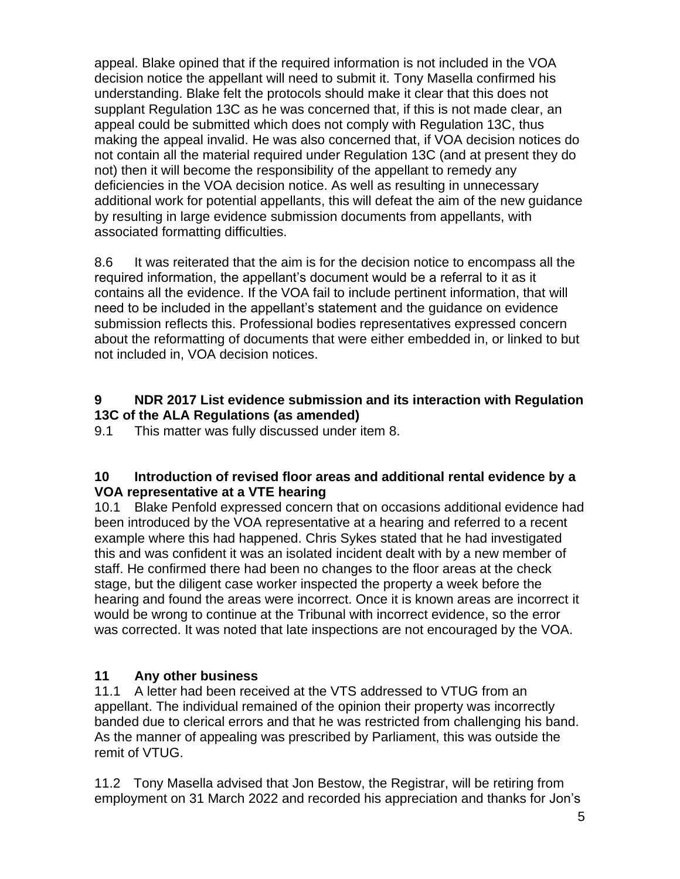appeal. Blake opined that if the required information is not included in the VOA decision notice the appellant will need to submit it. Tony Masella confirmed his understanding. Blake felt the protocols should make it clear that this does not supplant Regulation 13C as he was concerned that, if this is not made clear, an appeal could be submitted which does not comply with Regulation 13C, thus making the appeal invalid. He was also concerned that, if VOA decision notices do not contain all the material required under Regulation 13C (and at present they do not) then it will become the responsibility of the appellant to remedy any deficiencies in the VOA decision notice. As well as resulting in unnecessary additional work for potential appellants, this will defeat the aim of the new guidance by resulting in large evidence submission documents from appellants, with associated formatting difficulties.

8.6 It was reiterated that the aim is for the decision notice to encompass all the required information, the appellant's document would be a referral to it as it contains all the evidence. If the VOA fail to include pertinent information, that will need to be included in the appellant's statement and the guidance on evidence submission reflects this. Professional bodies representatives expressed concern about the reformatting of documents that were either embedded in, or linked to but not included in, VOA decision notices.

## 9 NDR 2017 List evidence submission and its interaction with Regulation 13C of the ALA Regulations (as amended)

9.1 This matter was fully discussed under item 8.

## 10 Introduction of revised floor areas and additional rental evidence by a VOA representative at a VTE hearing

10.1 Blake Penfold expressed concern that on occasions additional evidence had been introduced by the VOA representative at a hearing and referred to a recent example where this had happened. Chris Sykes stated that he had investigated this and was confident it was an isolated incident dealt with by a new member of staff. He confirmed there had been no changes to the floor areas at the check stage, but the diligent case worker inspected the property a week before the hearing and found the areas were incorrect. Once it is known areas are incorrect it would be wrong to continue at the Tribunal with incorrect evidence, so the error was corrected. It was noted that late inspections are not encouraged by the VOA.

## 11 Any other business

11.1 A letter had been received at the VTS addressed to VTUG from an appellant. The individual remained of the opinion their property was incorrectly banded due to clerical errors and that he was restricted from challenging his band. As the manner of appealing was prescribed by Parliament, this was outside the remit of VTUG.

11.2 Tony Masella advised that Jon Bestow, the Registrar, will be retiring from employment on 31 March 2022 and recorded his appreciation and thanks for Jon's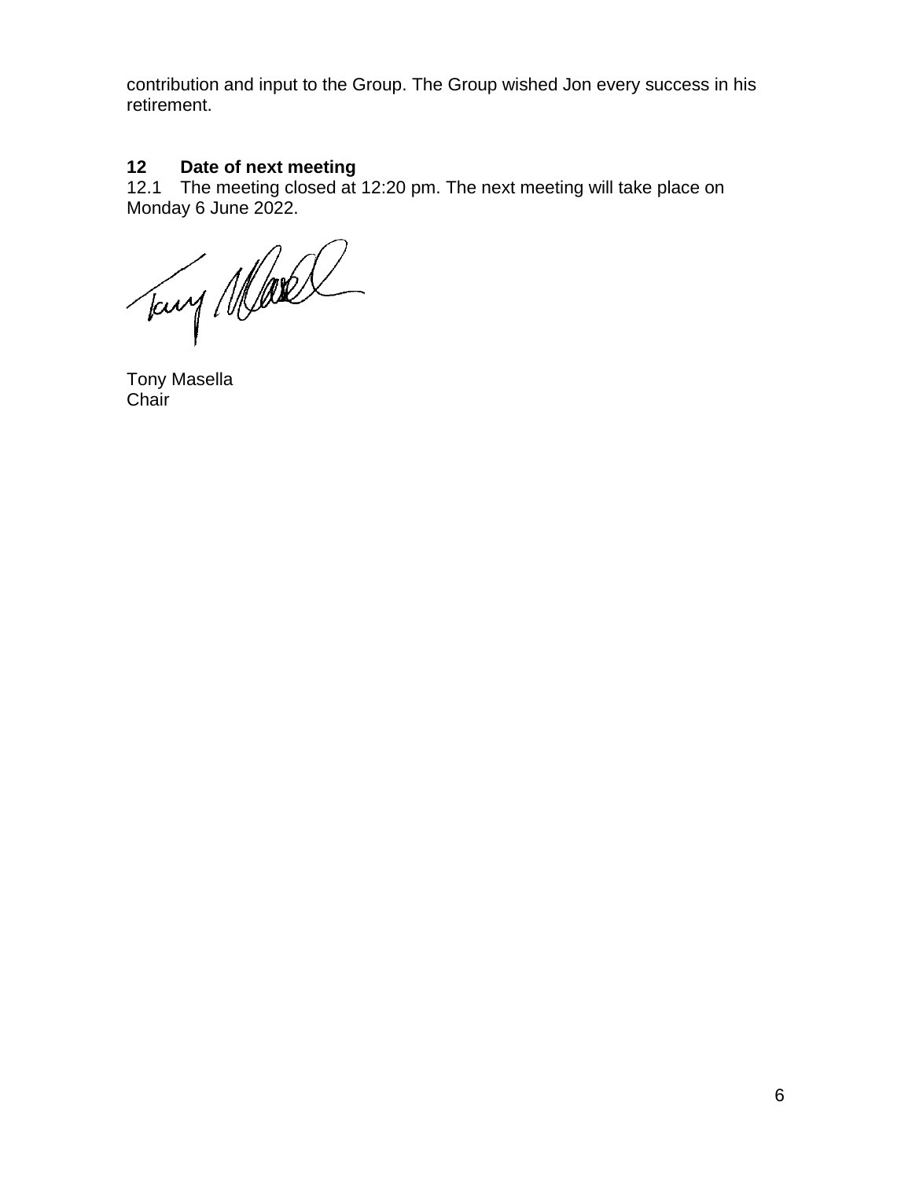contribution and input to the Group. The Group wished Jon every success in his retirement.

## 12 Date of next meeting

12.1 The meeting closed at 12:20 pm. The next meeting will take place on Monday 6 June 2022.

Tony Masella
Chair